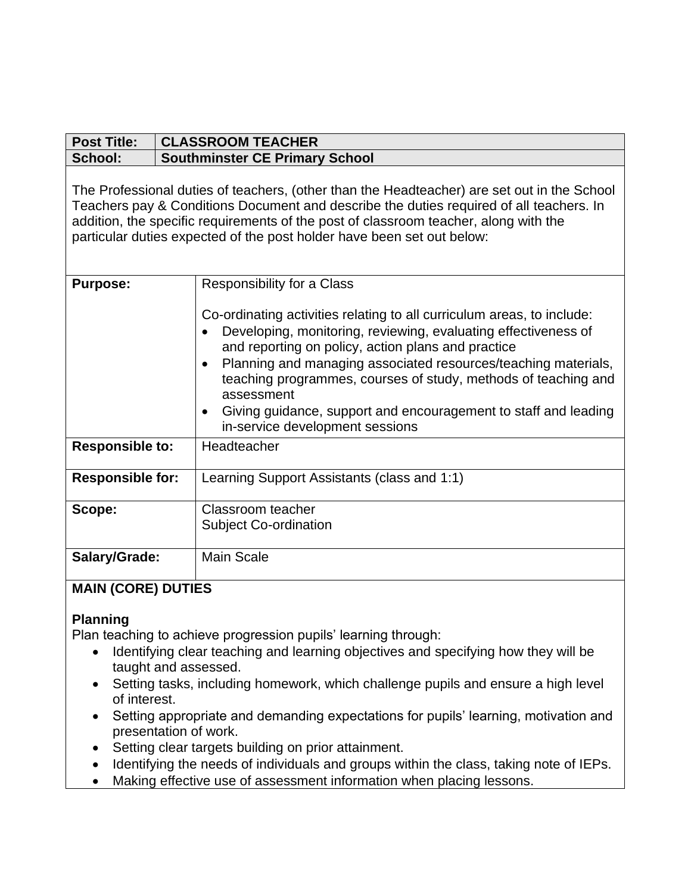| **Post Title:** | **CLASSROOM TEACHER** |
|---|---|
| **School:** | **Southminster CE Primary School** |

The Professional duties of teachers, (other than the Headteacher) are set out in the School Teachers pay & Conditions Document and describe the duties required of all teachers. In addition, the specific requirements of the post of classroom teacher, along with the particular duties expected of the post holder have been set out below:

| | |
|---|---|
| **Purpose:** | Responsibility for a Class<br><br>Co-ordinating activities relating to all curriculum areas, to include:<br>• Developing, monitoring, reviewing, evaluating effectiveness of and reporting on policy, action plans and practice<br>• Planning and managing associated resources/teaching materials, teaching programmes, courses of study, methods of teaching and assessment<br>• Giving guidance, support and encouragement to staff and leading in-service development sessions |
| **Responsible to:** | Headteacher |
| **Responsible for:** | Learning Support Assistants (class and 1:1) |
| **Scope:** | Classroom teacher<br>Subject Co-ordination |
| **Salary/Grade:** | Main Scale |

## MAIN (CORE) DUTIES

### Planning

Plan teaching to achieve progression pupils' learning through:

- Identifying clear teaching and learning objectives and specifying how they will be taught and assessed.
- Setting tasks, including homework, which challenge pupils and ensure a high level of interest.
- Setting appropriate and demanding expectations for pupils' learning, motivation and presentation of work.
- Setting clear targets building on prior attainment.
- Identifying the needs of individuals and groups within the class, taking note of IEPs.
- Making effective use of assessment information when placing lessons.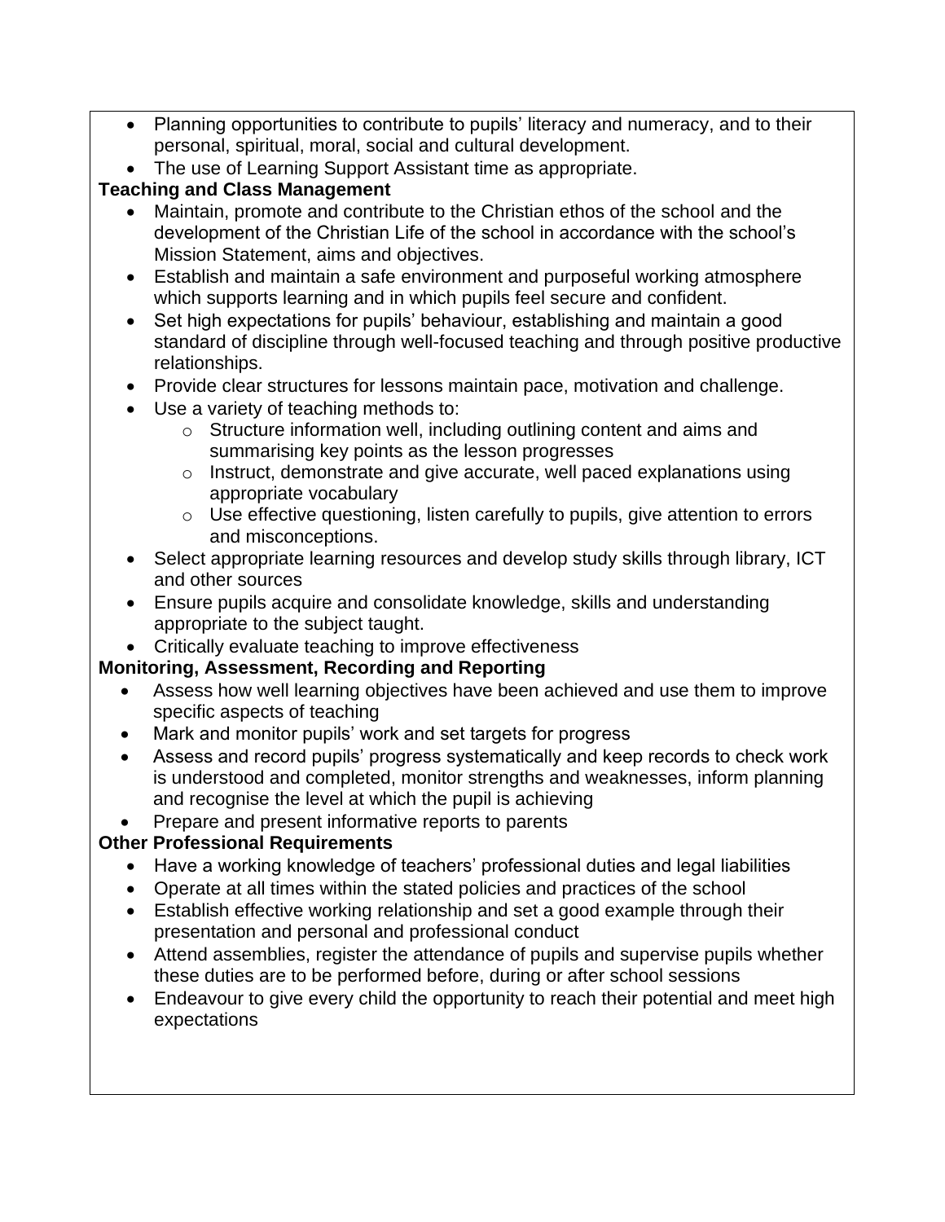- Planning opportunities to contribute to pupils' literacy and numeracy, and to their personal, spiritual, moral, social and cultural development.
- The use of Learning Support Assistant time as appropriate.

**Teaching and Class Management**

- Maintain, promote and contribute to the Christian ethos of the school and the development of the Christian Life of the school in accordance with the school's Mission Statement, aims and objectives.
- Establish and maintain a safe environment and purposeful working atmosphere which supports learning and in which pupils feel secure and confident.
- Set high expectations for pupils' behaviour, establishing and maintain a good standard of discipline through well-focused teaching and through positive productive relationships.
- Provide clear structures for lessons maintain pace, motivation and challenge.
- Use a variety of teaching methods to:
  - Structure information well, including outlining content and aims and summarising key points as the lesson progresses
  - Instruct, demonstrate and give accurate, well paced explanations using appropriate vocabulary
  - Use effective questioning, listen carefully to pupils, give attention to errors and misconceptions.
- Select appropriate learning resources and develop study skills through library, ICT and other sources
- Ensure pupils acquire and consolidate knowledge, skills and understanding appropriate to the subject taught.
- Critically evaluate teaching to improve effectiveness

**Monitoring, Assessment, Recording and Reporting**

- Assess how well learning objectives have been achieved and use them to improve specific aspects of teaching
- Mark and monitor pupils' work and set targets for progress
- Assess and record pupils' progress systematically and keep records to check work is understood and completed, monitor strengths and weaknesses, inform planning and recognise the level at which the pupil is achieving
- Prepare and present informative reports to parents

**Other Professional Requirements**

- Have a working knowledge of teachers' professional duties and legal liabilities
- Operate at all times within the stated policies and practices of the school
- Establish effective working relationship and set a good example through their presentation and personal and professional conduct
- Attend assemblies, register the attendance of pupils and supervise pupils whether these duties are to be performed before, during or after school sessions
- Endeavour to give every child the opportunity to reach their potential and meet high expectations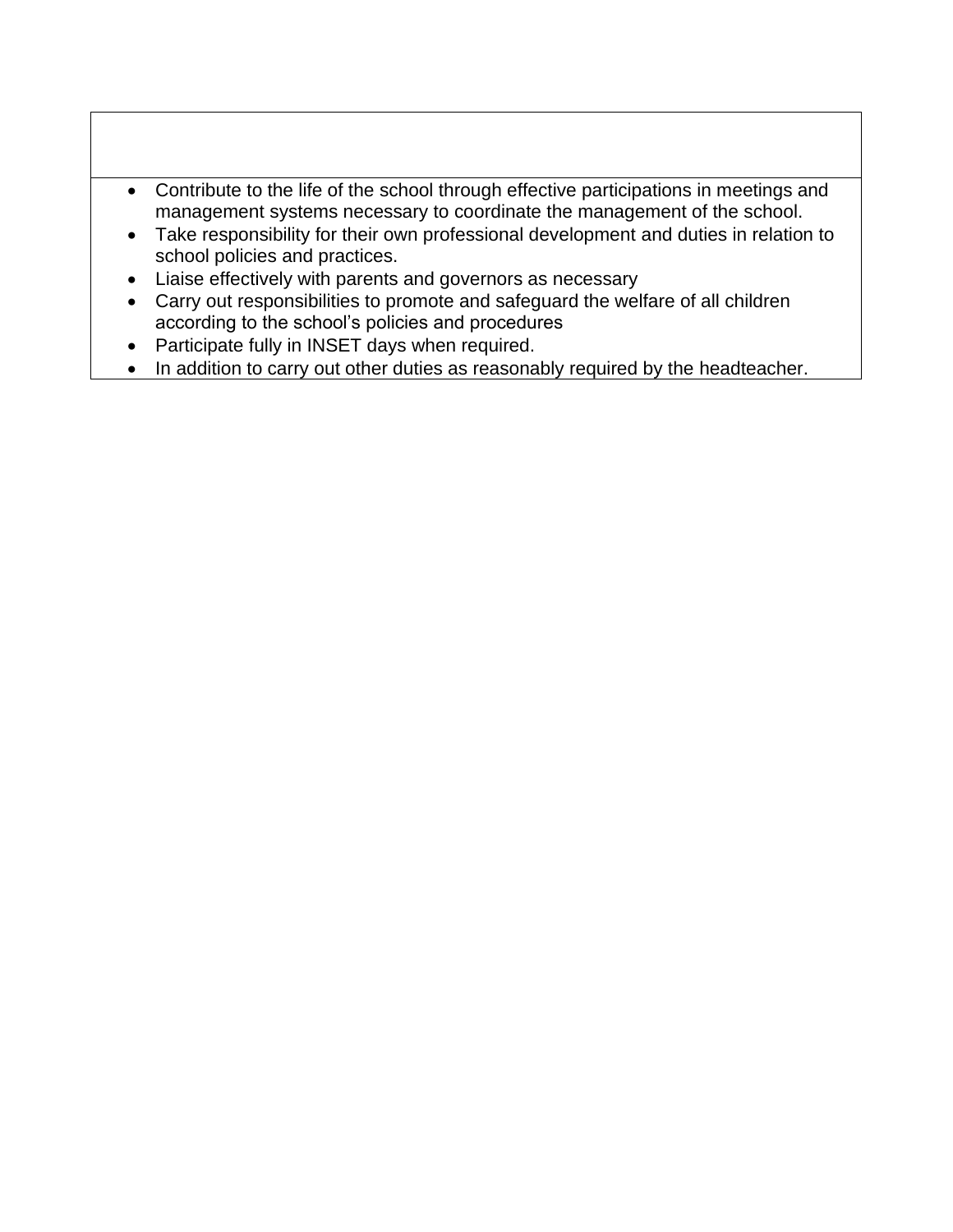- Contribute to the life of the school through effective participations in meetings and management systems necessary to coordinate the management of the school.
- Take responsibility for their own professional development and duties in relation to school policies and practices.
- Liaise effectively with parents and governors as necessary
- Carry out responsibilities to promote and safeguard the welfare of all children according to the school's policies and procedures
- Participate fully in INSET days when required.
- In addition to carry out other duties as reasonably required by the headteacher.